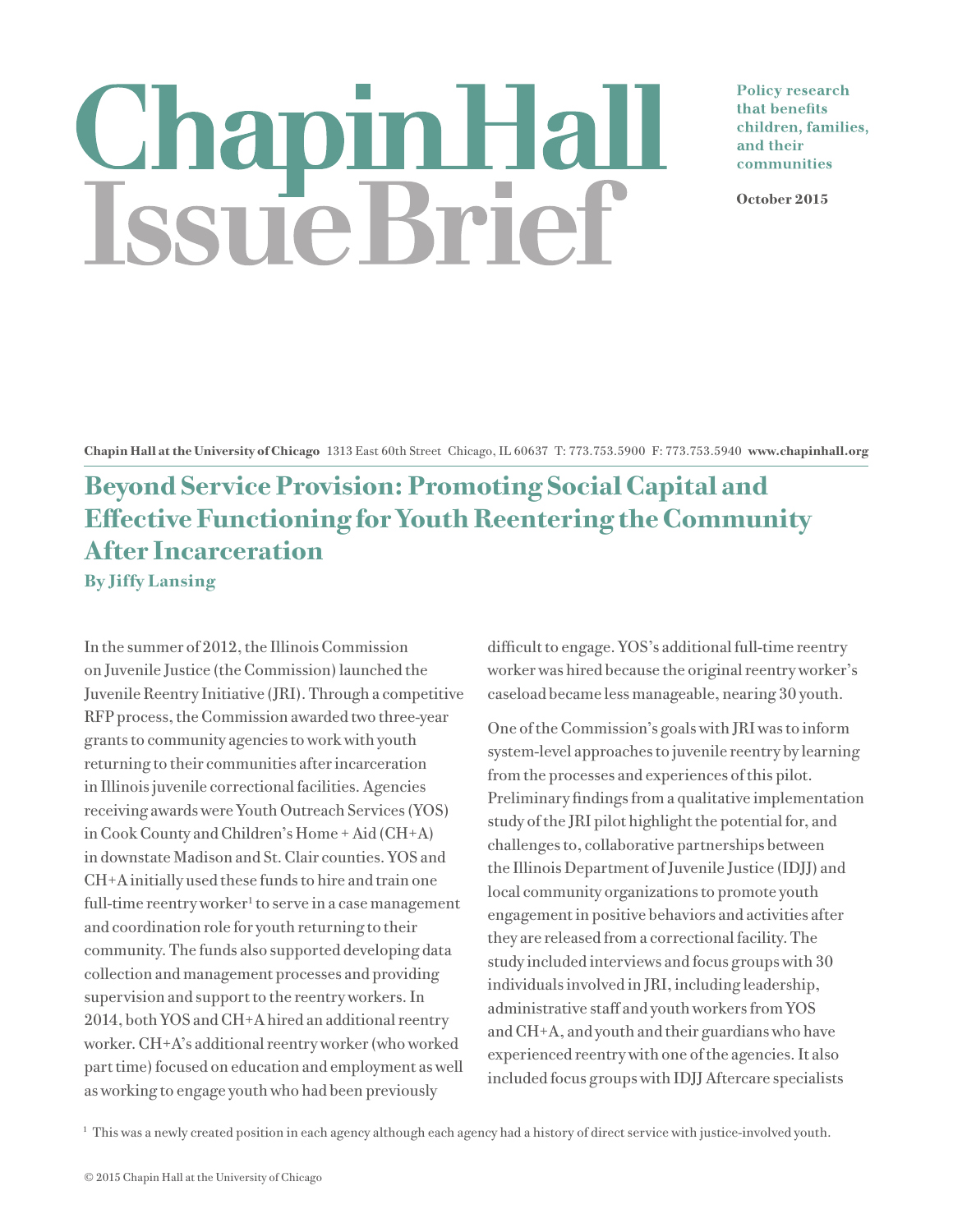# Chapin Hall Issue Brief

Policy research that benefits children, families, and their communities

October 2015

**Chapin Hall at the University of Chicago** 1313 East 60th Street Chicago, IL 60637 T: 773.753.5900 F: 773.753.5940 **www.chapinhall.org**

## Beyond Service Provision: Promoting Social Capital and Effective Functioning for Youth Reentering the Community After Incarceration

**By Jiffy Lansing**

In the summer of 2012, the Illinois Commission on Juvenile Justice (the Commission) launched the Juvenile Reentry Initiative (JRI). Through a competitive RFP process, the Commission awarded two three-year grants to community agencies to work with youth returning to their communities after incarceration in Illinois juvenile correctional facilities. Agencies receiving awards were Youth Outreach Services (YOS) in Cook County and Children's Home + Aid (CH+A) in downstate Madison and St. Clair counties. YOS and CH+A initially used these funds to hire and train one full-time reentry worker[1] to serve in a case management and coordination role for youth returning to their community. The funds also supported developing data collection and management processes and providing supervision and support to the reentry workers. In 2014, both YOS and CH+A hired an additional reentry worker. CH+A's additional reentry worker (who worked part time) focused on education and employment as well as working to engage youth who had been previously difficult to engage. YOS's additional full-time reentry worker was hired because the original reentry worker's caseload became less manageable, nearing 30 youth.

One of the Commission's goals with JRI was to inform system-level approaches to juvenile reentry by learning from the processes and experiences of this pilot. Preliminary findings from a qualitative implementation study of the JRI pilot highlight the potential for, and challenges to, collaborative partnerships between the Illinois Department of Juvenile Justice (IDJJ) and local community organizations to promote youth engagement in positive behaviors and activities after they are released from a correctional facility. The study included interviews and focus groups with 30 individuals involved in JRI, including leadership, administrative staff and youth workers from YOS and CH+A, and youth and their guardians who have experienced reentry with one of the agencies. It also included focus groups with IDJJ Aftercare specialists

[1] This was a newly created position in each agency although each agency had a history of direct service with justice-involved youth.

© 2015 Chapin Hall at the University of Chicago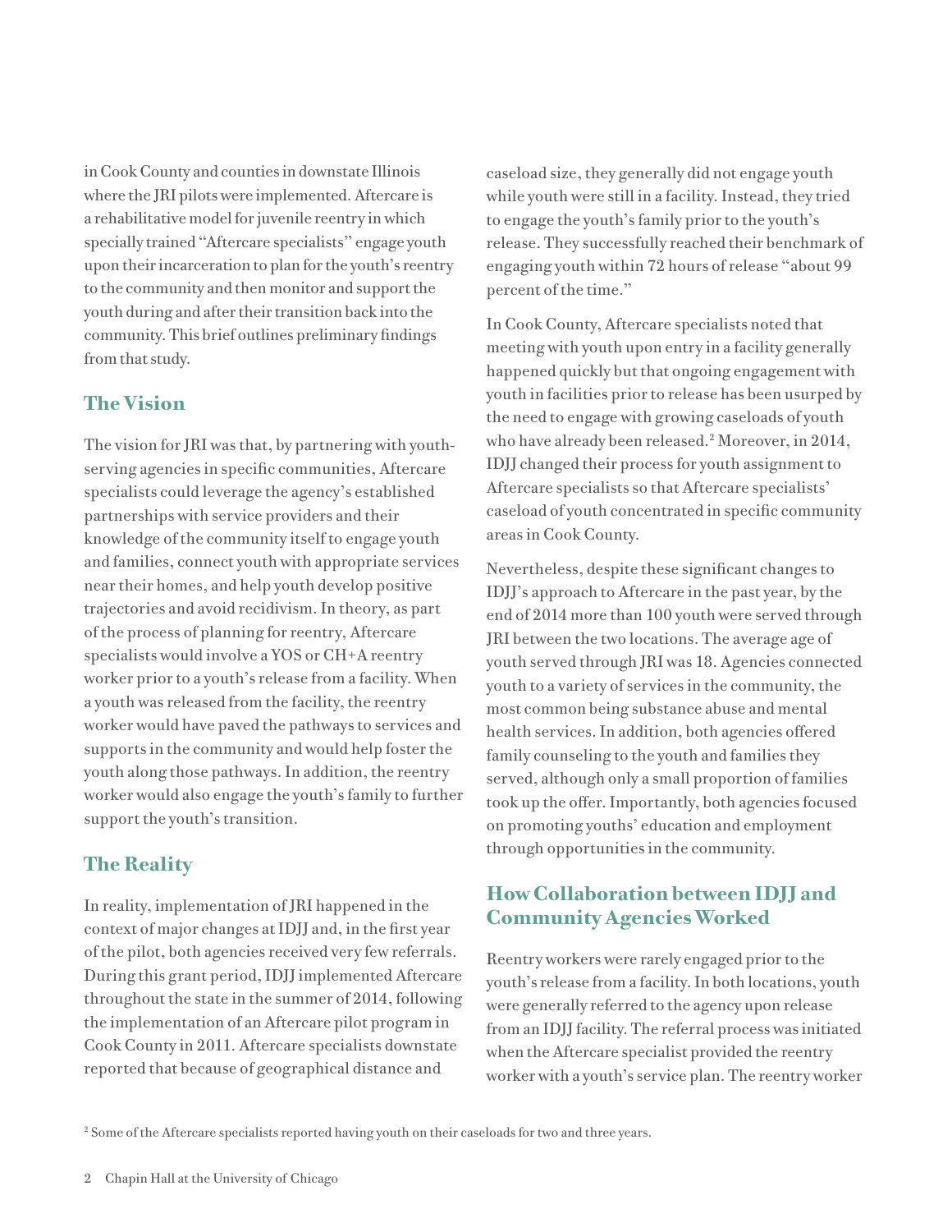in Cook County and counties in downstate Illinois where the JRI pilots were implemented. Aftercare is a rehabilitative model for juvenile reentry in which specially trained "Aftercare specialists" engage youth upon their incarceration to plan for the youth's reentry to the community and then monitor and support the youth during and after their transition back into the community. This brief outlines preliminary findings from that study.

## The Vision

The vision for JRI was that, by partnering with youth-serving agencies in specific communities, Aftercare specialists could leverage the agency's established partnerships with service providers and their knowledge of the community itself to engage youth and families, connect youth with appropriate services near their homes, and help youth develop positive trajectories and avoid recidivism. In theory, as part of the process of planning for reentry, Aftercare specialists would involve a YOS or CH+A reentry worker prior to a youth's release from a facility. When a youth was released from the facility, the reentry worker would have paved the pathways to services and supports in the community and would help foster the youth along those pathways. In addition, the reentry worker would also engage the youth's family to further support the youth's transition.

## The Reality

In reality, implementation of JRI happened in the context of major changes at IDJJ and, in the first year of the pilot, both agencies received very few referrals. During this grant period, IDJJ implemented Aftercare throughout the state in the summer of 2014, following the implementation of an Aftercare pilot program in Cook County in 2011. Aftercare specialists downstate reported that because of geographical distance and caseload size, they generally did not engage youth while youth were still in a facility. Instead, they tried to engage the youth's family prior to the youth's release. They successfully reached their benchmark of engaging youth within 72 hours of release "about 99 percent of the time."

In Cook County, Aftercare specialists noted that meeting with youth upon entry in a facility generally happened quickly but that ongoing engagement with youth in facilities prior to release has been usurped by the need to engage with growing caseloads of youth who have already been released.[2] Moreover, in 2014, IDJJ changed their process for youth assignment to Aftercare specialists so that Aftercare specialists' caseload of youth concentrated in specific community areas in Cook County.

Nevertheless, despite these significant changes to IDJJ's approach to Aftercare in the past year, by the end of 2014 more than 100 youth were served through JRI between the two locations. The average age of youth served through JRI was 18. Agencies connected youth to a variety of services in the community, the most common being substance abuse and mental health services. In addition, both agencies offered family counseling to the youth and families they served, although only a small proportion of families took up the offer. Importantly, both agencies focused on promoting youths' education and employment through opportunities in the community.

## How Collaboration between IDJJ and Community Agencies Worked

Reentry workers were rarely engaged prior to the youth's release from a facility. In both locations, youth were generally referred to the agency upon release from an IDJJ facility. The referral process was initiated when the Aftercare specialist provided the reentry worker with a youth's service plan. The reentry worker

[2] Some of the Aftercare specialists reported having youth on their caseloads for two and three years.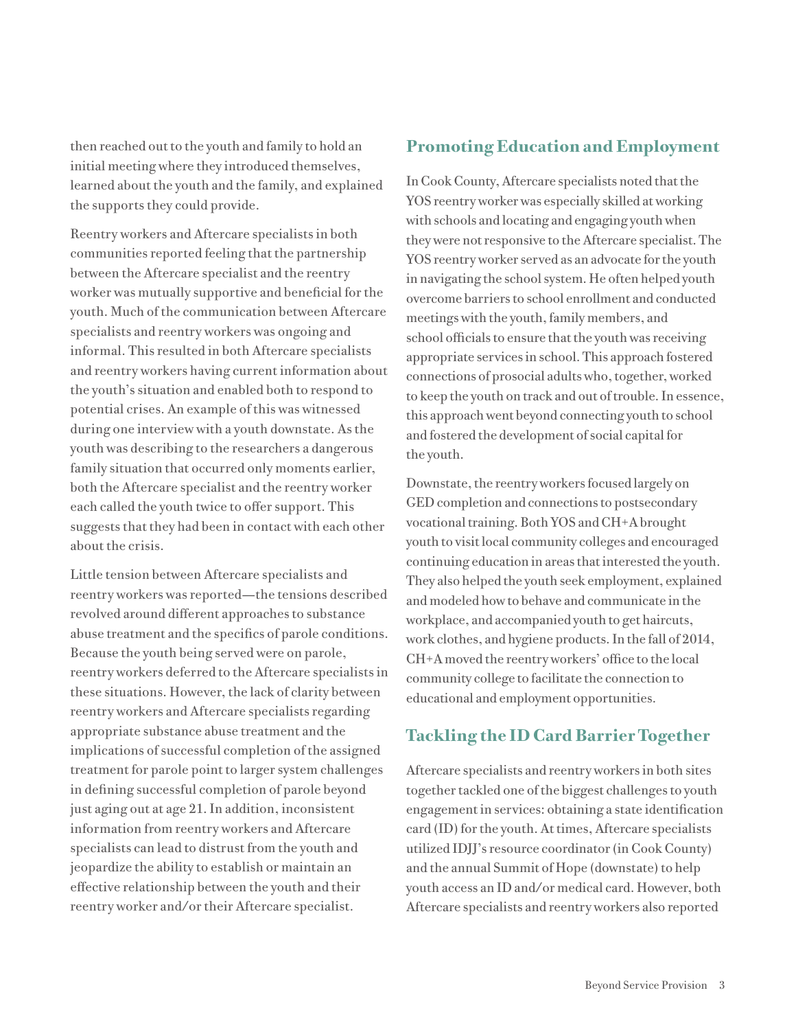then reached out to the youth and family to hold an initial meeting where they introduced themselves, learned about the youth and the family, and explained the supports they could provide.

Reentry workers and Aftercare specialists in both communities reported feeling that the partnership between the Aftercare specialist and the reentry worker was mutually supportive and beneficial for the youth. Much of the communication between Aftercare specialists and reentry workers was ongoing and informal. This resulted in both Aftercare specialists and reentry workers having current information about the youth's situation and enabled both to respond to potential crises. An example of this was witnessed during one interview with a youth downstate. As the youth was describing to the researchers a dangerous family situation that occurred only moments earlier, both the Aftercare specialist and the reentry worker each called the youth twice to offer support. This suggests that they had been in contact with each other about the crisis.

Little tension between Aftercare specialists and reentry workers was reported—the tensions described revolved around different approaches to substance abuse treatment and the specifics of parole conditions. Because the youth being served were on parole, reentry workers deferred to the Aftercare specialists in these situations. However, the lack of clarity between reentry workers and Aftercare specialists regarding appropriate substance abuse treatment and the implications of successful completion of the assigned treatment for parole point to larger system challenges in defining successful completion of parole beyond just aging out at age 21. In addition, inconsistent information from reentry workers and Aftercare specialists can lead to distrust from the youth and jeopardize the ability to establish or maintain an effective relationship between the youth and their reentry worker and/or their Aftercare specialist.

## Promoting Education and Employment

In Cook County, Aftercare specialists noted that the YOS reentry worker was especially skilled at working with schools and locating and engaging youth when they were not responsive to the Aftercare specialist. The YOS reentry worker served as an advocate for the youth in navigating the school system. He often helped youth overcome barriers to school enrollment and conducted meetings with the youth, family members, and school officials to ensure that the youth was receiving appropriate services in school. This approach fostered connections of prosocial adults who, together, worked to keep the youth on track and out of trouble. In essence, this approach went beyond connecting youth to school and fostered the development of social capital for the youth.

Downstate, the reentry workers focused largely on GED completion and connections to postsecondary vocational training. Both YOS and CH+A brought youth to visit local community colleges and encouraged continuing education in areas that interested the youth. They also helped the youth seek employment, explained and modeled how to behave and communicate in the workplace, and accompanied youth to get haircuts, work clothes, and hygiene products. In the fall of 2014, CH+A moved the reentry workers' office to the local community college to facilitate the connection to educational and employment opportunities.

## Tackling the ID Card Barrier Together

Aftercare specialists and reentry workers in both sites together tackled one of the biggest challenges to youth engagement in services: obtaining a state identification card (ID) for the youth. At times, Aftercare specialists utilized IDJJ's resource coordinator (in Cook County) and the annual Summit of Hope (downstate) to help youth access an ID and/or medical card. However, both Aftercare specialists and reentry workers also reported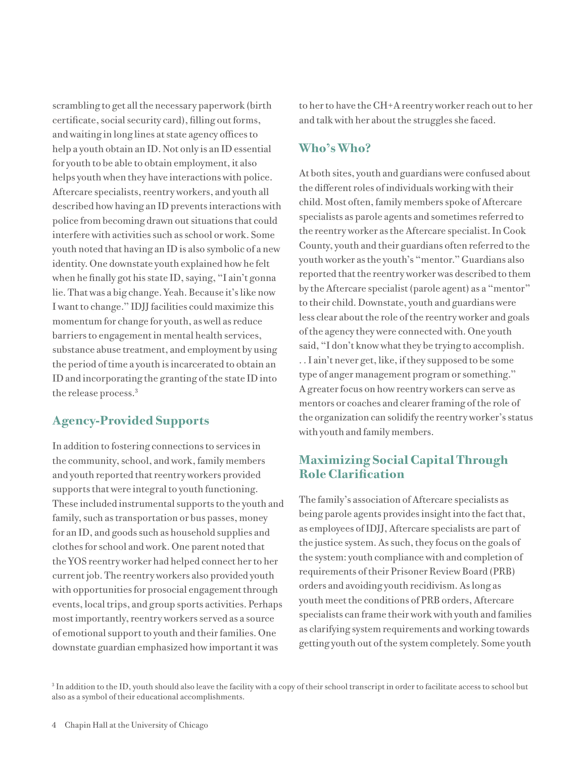scrambling to get all the necessary paperwork (birth certificate, social security card), filling out forms, and waiting in long lines at state agency offices to help a youth obtain an ID. Not only is an ID essential for youth to be able to obtain employment, it also helps youth when they have interactions with police. Aftercare specialists, reentry workers, and youth all described how having an ID prevents interactions with police from becoming drawn out situations that could interfere with activities such as school or work. Some youth noted that having an ID is also symbolic of a new identity. One downstate youth explained how he felt when he finally got his state ID, saying, "I ain't gonna lie. That was a big change. Yeah. Because it's like now I want to change." IDJJ facilities could maximize this momentum for change for youth, as well as reduce barriers to engagement in mental health services, substance abuse treatment, and employment by using the period of time a youth is incarcerated to obtain an ID and incorporating the granting of the state ID into the release process.[3]

## Agency-Provided Supports

In addition to fostering connections to services in the community, school, and work, family members and youth reported that reentry workers provided supports that were integral to youth functioning. These included instrumental supports to the youth and family, such as transportation or bus passes, money for an ID, and goods such as household supplies and clothes for school and work. One parent noted that the YOS reentry worker had helped connect her to her current job. The reentry workers also provided youth with opportunities for prosocial engagement through events, local trips, and group sports activities. Perhaps most importantly, reentry workers served as a source of emotional support to youth and their families. One downstate guardian emphasized how important it was to her to have the CH+A reentry worker reach out to her and talk with her about the struggles she faced.

## Who's Who?

At both sites, youth and guardians were confused about the different roles of individuals working with their child. Most often, family members spoke of Aftercare specialists as parole agents and sometimes referred to the reentry worker as the Aftercare specialist. In Cook County, youth and their guardians often referred to the youth worker as the youth's "mentor." Guardians also reported that the reentry worker was described to them by the Aftercare specialist (parole agent) as a "mentor" to their child. Downstate, youth and guardians were less clear about the role of the reentry worker and goals of the agency they were connected with. One youth said, "I don't know what they be trying to accomplish. . . I ain't never get, like, if they supposed to be some type of anger management program or something." A greater focus on how reentry workers can serve as mentors or coaches and clearer framing of the role of the organization can solidify the reentry worker's status with youth and family members.

## Maximizing Social Capital Through Role Clarification

The family's association of Aftercare specialists as being parole agents provides insight into the fact that, as employees of IDJJ, Aftercare specialists are part of the justice system. As such, they focus on the goals of the system: youth compliance with and completion of requirements of their Prisoner Review Board (PRB) orders and avoiding youth recidivism. As long as youth meet the conditions of PRB orders, Aftercare specialists can frame their work with youth and families as clarifying system requirements and working towards getting youth out of the system completely. Some youth

[3] In addition to the ID, youth should also leave the facility with a copy of their school transcript in order to facilitate access to school but also as a symbol of their educational accomplishments.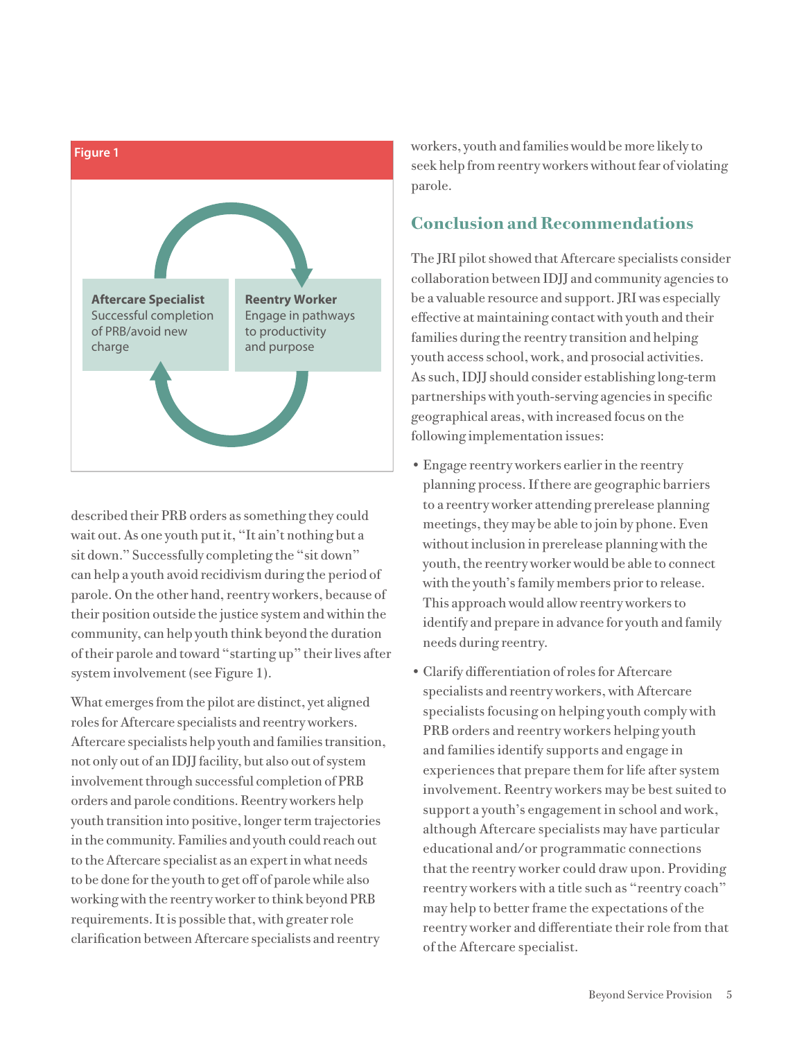**Figure 1**

**Aftercare Specialist**
Successful completion of PRB/avoid new charge

**Reentry Worker**
Engage in pathways to productivity and purpose

described their PRB orders as something they could wait out. As one youth put it, "It ain't nothing but a sit down." Successfully completing the "sit down" can help a youth avoid recidivism during the period of parole. On the other hand, reentry workers, because of their position outside the justice system and within the community, can help youth think beyond the duration of their parole and toward "starting up" their lives after system involvement (see Figure 1).

What emerges from the pilot are distinct, yet aligned roles for Aftercare specialists and reentry workers. Aftercare specialists help youth and families transition, not only out of an IDJJ facility, but also out of system involvement through successful completion of PRB orders and parole conditions. Reentry workers help youth transition into positive, longer term trajectories in the community. Families and youth could reach out to the Aftercare specialist as an expert in what needs to be done for the youth to get off of parole while also working with the reentry worker to think beyond PRB requirements. It is possible that, with greater role clarification between Aftercare specialists and reentry workers, youth and families would be more likely to seek help from reentry workers without fear of violating parole.

## Conclusion and Recommendations

The JRI pilot showed that Aftercare specialists consider collaboration between IDJJ and community agencies to be a valuable resource and support. JRI was especially effective at maintaining contact with youth and their families during the reentry transition and helping youth access school, work, and prosocial activities. As such, IDJJ should consider establishing long-term partnerships with youth-serving agencies in specific geographical areas, with increased focus on the following implementation issues:

- Engage reentry workers earlier in the reentry planning process. If there are geographic barriers to a reentry worker attending prerelease planning meetings, they may be able to join by phone. Even without inclusion in prerelease planning with the youth, the reentry worker would be able to connect with the youth's family members prior to release. This approach would allow reentry workers to identify and prepare in advance for youth and family needs during reentry.
- Clarify differentiation of roles for Aftercare specialists and reentry workers, with Aftercare specialists focusing on helping youth comply with PRB orders and reentry workers helping youth and families identify supports and engage in experiences that prepare them for life after system involvement. Reentry workers may be best suited to support a youth's engagement in school and work, although Aftercare specialists may have particular educational and/or programmatic connections that the reentry worker could draw upon. Providing reentry workers with a title such as "reentry coach" may help to better frame the expectations of the reentry worker and differentiate their role from that of the Aftercare specialist.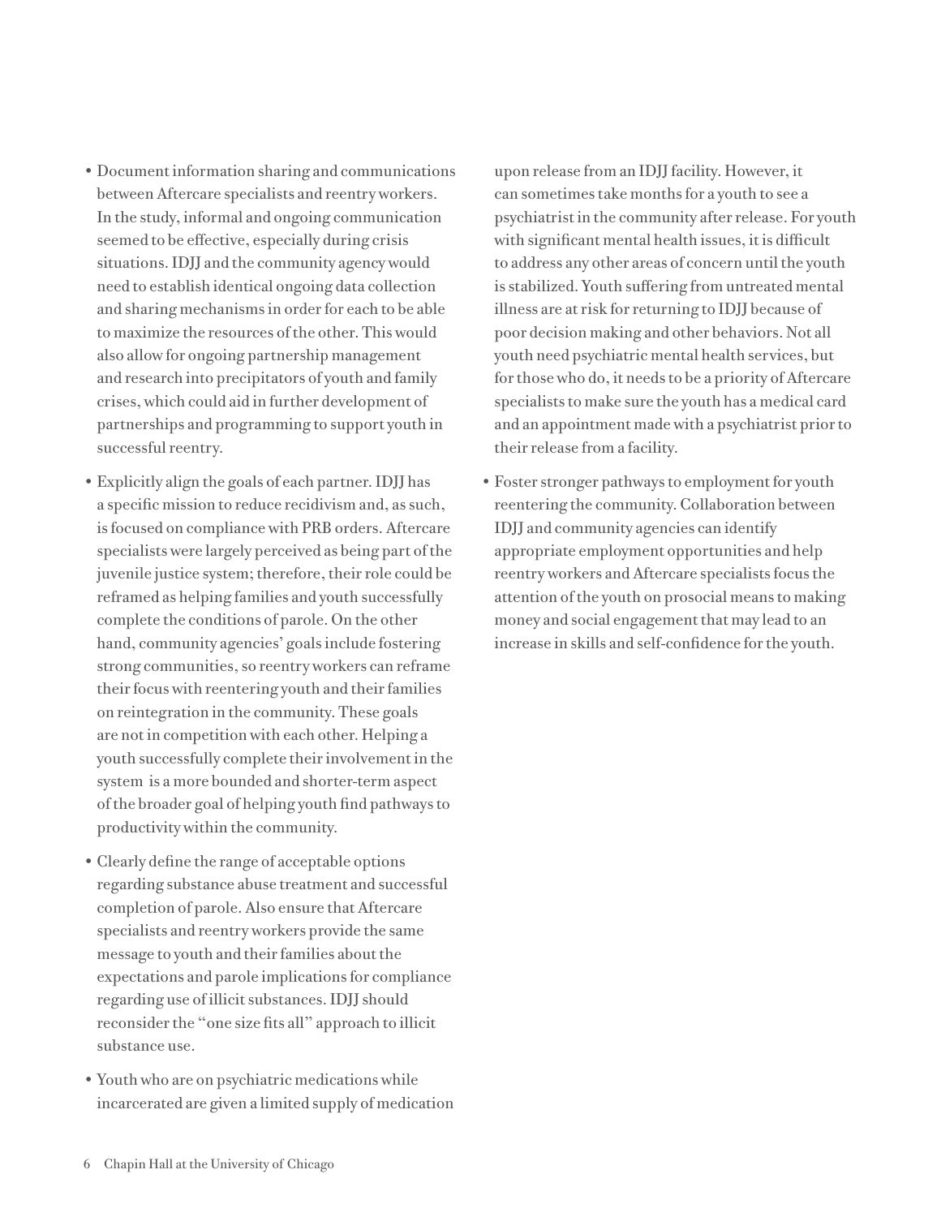- Document information sharing and communications between Aftercare specialists and reentry workers. In the study, informal and ongoing communication seemed to be effective, especially during crisis situations. IDJJ and the community agency would need to establish identical ongoing data collection and sharing mechanisms in order for each to be able to maximize the resources of the other. This would also allow for ongoing partnership management and research into precipitators of youth and family crises, which could aid in further development of partnerships and programming to support youth in successful reentry.
- Explicitly align the goals of each partner. IDJJ has a specific mission to reduce recidivism and, as such, is focused on compliance with PRB orders. Aftercare specialists were largely perceived as being part of the juvenile justice system; therefore, their role could be reframed as helping families and youth successfully complete the conditions of parole. On the other hand, community agencies' goals include fostering strong communities, so reentry workers can reframe their focus with reentering youth and their families on reintegration in the community. These goals are not in competition with each other. Helping a youth successfully complete their involvement in the system is a more bounded and shorter-term aspect of the broader goal of helping youth find pathways to productivity within the community.
- Clearly define the range of acceptable options regarding substance abuse treatment and successful completion of parole. Also ensure that Aftercare specialists and reentry workers provide the same message to youth and their families about the expectations and parole implications for compliance regarding use of illicit substances. IDJJ should reconsider the "one size fits all" approach to illicit substance use.
- Youth who are on psychiatric medications while incarcerated are given a limited supply of medication upon release from an IDJJ facility. However, it can sometimes take months for a youth to see a psychiatrist in the community after release. For youth with significant mental health issues, it is difficult to address any other areas of concern until the youth is stabilized. Youth suffering from untreated mental illness are at risk for returning to IDJJ because of poor decision making and other behaviors. Not all youth need psychiatric mental health services, but for those who do, it needs to be a priority of Aftercare specialists to make sure the youth has a medical card and an appointment made with a psychiatrist prior to their release from a facility.
- Foster stronger pathways to employment for youth reentering the community. Collaboration between IDJJ and community agencies can identify appropriate employment opportunities and help reentry workers and Aftercare specialists focus the attention of the youth on prosocial means to making money and social engagement that may lead to an increase in skills and self-confidence for the youth.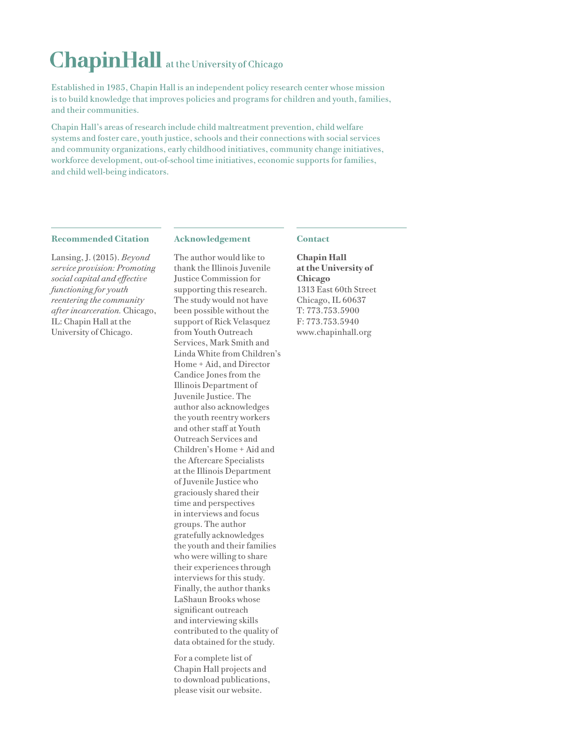# Chapin Hall at the University of Chicago

Established in 1985, Chapin Hall is an independent policy research center whose mission is to build knowledge that improves policies and programs for children and youth, families, and their communities.

Chapin Hall's areas of research include child maltreatment prevention, child welfare systems and foster care, youth justice, schools and their connections with social services and community organizations, early childhood initiatives, community change initiatives, workforce development, out-of-school time initiatives, economic supports for families, and child well-being indicators.

### Recommended Citation

Lansing, J. (2015). *Beyond service provision: Promoting social capital and effective functioning for youth reentering the community after incarceration.* Chicago, IL: Chapin Hall at the University of Chicago.

### Acknowledgement

The author would like to thank the Illinois Juvenile Justice Commission for supporting this research. The study would not have been possible without the support of Rick Velasquez from Youth Outreach Services, Mark Smith and Linda White from Children's Home + Aid, and Director Candice Jones from the Illinois Department of Juvenile Justice. The author also acknowledges the youth reentry workers and other staff at Youth Outreach Services and Children's Home + Aid and the Aftercare Specialists at the Illinois Department of Juvenile Justice who graciously shared their time and perspectives in interviews and focus groups. The author gratefully acknowledges the youth and their families who were willing to share their experiences through interviews for this study. Finally, the author thanks LaShaun Brooks whose significant outreach and interviewing skills contributed to the quality of data obtained for the study.

For a complete list of Chapin Hall projects and to download publications, please visit our website.

### Contact

**Chapin Hall at the University of Chicago**
1313 East 60th Street
Chicago, IL 60637
T: 773.753.5900
F: 773.753.5940
www.chapinhall.org